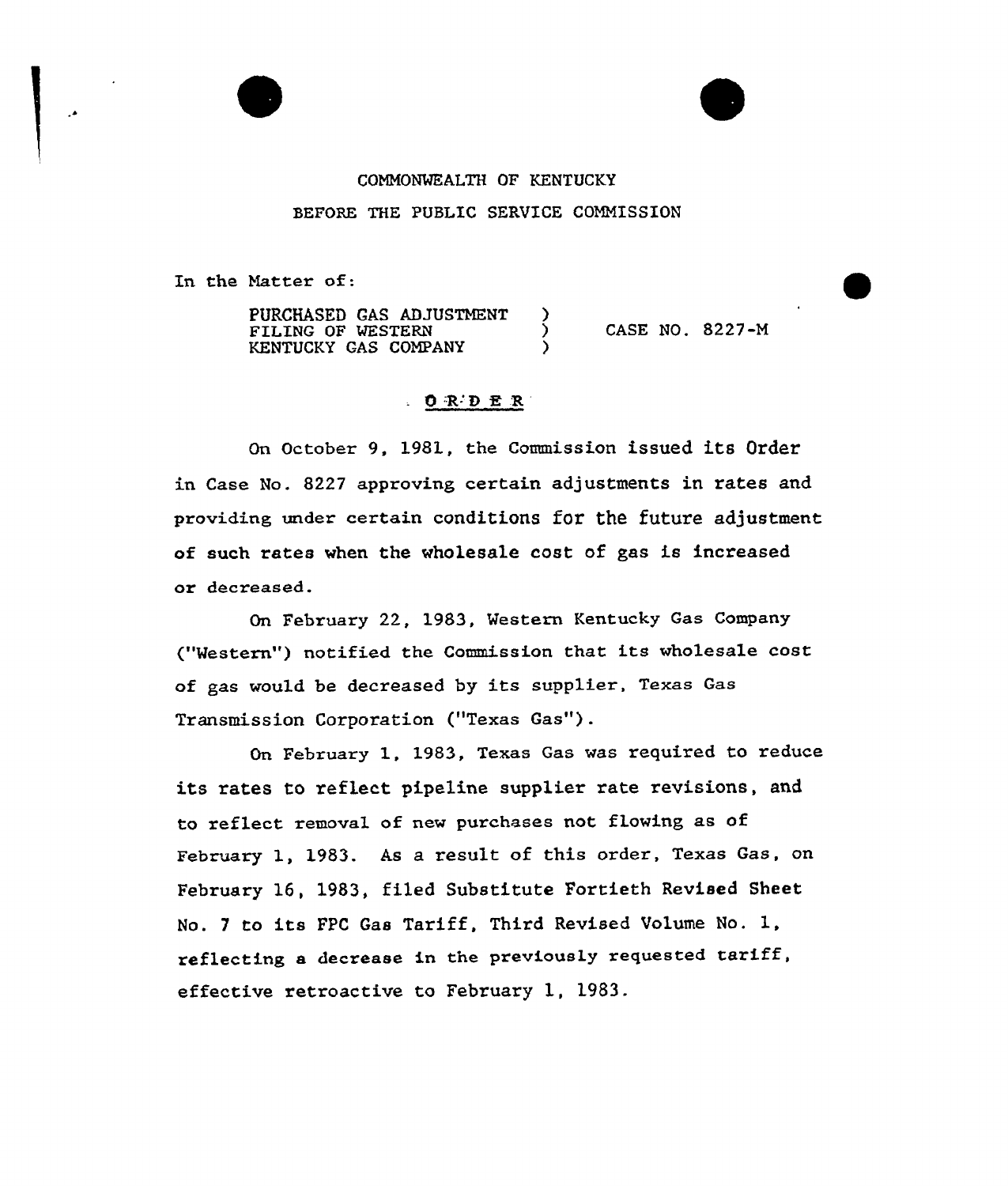COMMONWEALTH OF KENTUCKY

BEFORE THE PUBLIC SERVICE COMMISSION

In the Matter of:

PURCHASED GAS ADJUSTMENT FILING OF WESTERN KENTUCKY GAS COMPANY ) CASE NO. 8227-M

## O R D E R

On October 9, 1981, the Commission issued its Order in Case No. 8227 approving certain adjustments in rates and providing under certain conditions for the future adjustment of such rates when the wholesale cost of gas is increased or decreased.

On February 22, 1983, Western Kentucky Gas Company ("Western") notified the Commission that its wholesale cost of gas would be decreased by its supplier, Texas Gas Transmission Corporation ("Texas Gas").

On February 1, 1983, Texas Gas was required to reduce its rates to reflect pipeline supplier rate revisions, and to reflect removal of new purchases not flowing as of February 1, 1983. As a result of this order, Texas Gas, on February 16, 1983, filed Substitute Fortieth Revised Sheet No. 7 to its FPC Gas Tariff, Third Revised Volume No. 1, reflecting a decrease in the previously requested tariff, effective retroactive to February 1, 1983.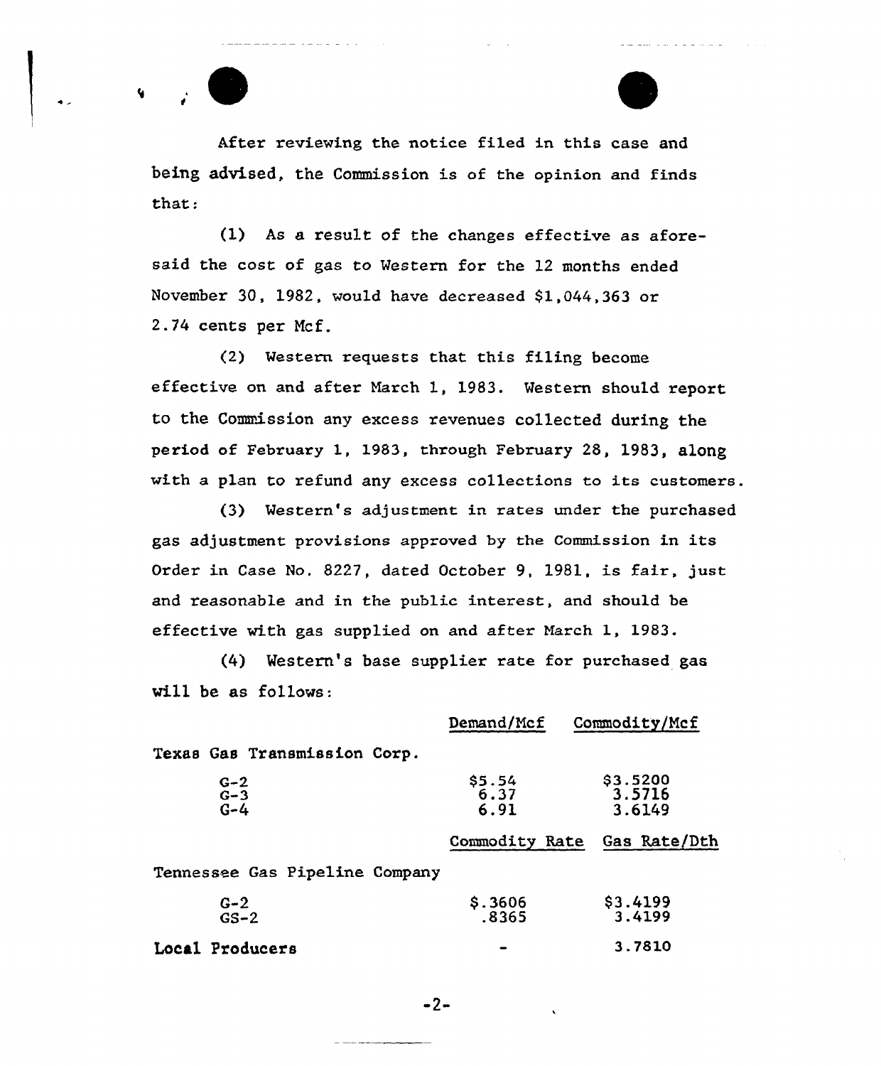After reviewing the notice filed in this case and being advised, the Commission is of the opinion and finds that:

(1) As a result of the changes effective as aforesaid the cost of gas to Western for the 12 months ended November 30, 1982, would have decreased $1,044,363 or 2.74 cents per Mcf.

(2) Western requests that this filing become effective on and after March 1, 1983. Western should report to the Commission any excess revenues collected during the period of February 1, 1983, through February 28, 1983, along with a plan to refund any excess collections to its customers.

(3) Western's adjustment in rates under the purchased gas adjustment provisions approved by the Commission in its Order in Case No. 8227, dated October 9, 1981, is fair, just and reasonable and in the public interest, and should be effective with gas supplied on and after March 1, 1983.

(4) Western's base supplier rate for purchased gas will be as follows:

| | Demand/Mcf | Commodity/Mcf |
|---|---|---|
| Texas Gas Transmission Corp. | | |
| G-2 | $5.54 | $3.5200 |
| G-3 | 6.37 | 3.5716 |
| G-4 | 6.91 | 3.6149 |
| | **Commodity Rate** | **Gas Rate/Dth** |
| Tennessee Gas Pipeline Company | | |
| G-2 | $.3606 | $3.4199 |
| GS-2 | .8365 | 3.4199 |
| Local Producers | - | 3.7810 |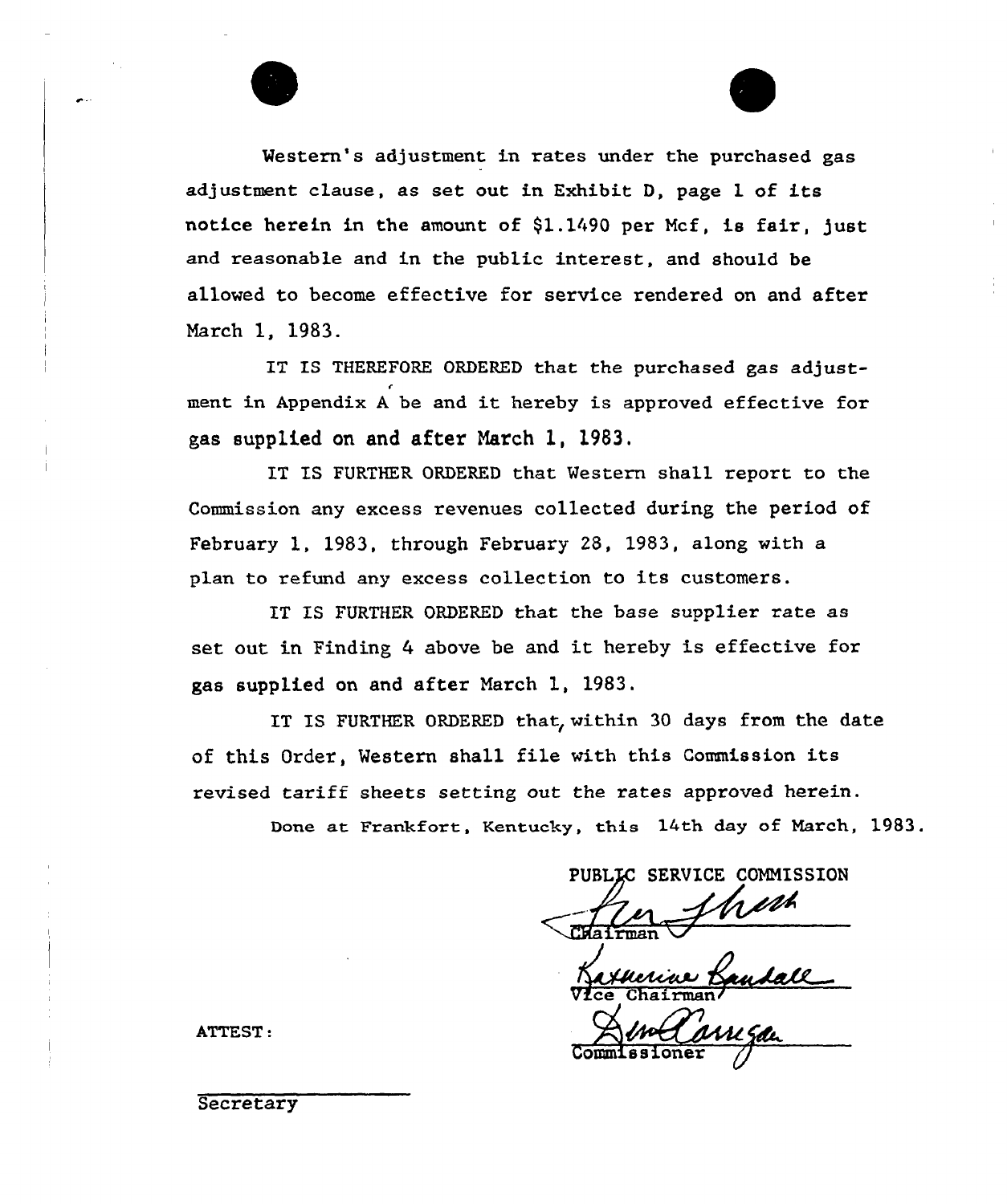Western's adjustment in rates under the purchased gas adjustment clause, as set out in Exhibit D, page 1 of its notice herein in the amount of $1.1490 per Mcf, is fair, just and reasonable and in the public interest, and should be allowed to become effective for service rendered on and after March 1, 1983.

IT IS THEREFORE ORDERED that the purchased gas adjustment in Appendix A be and it hereby is approved effective for gas supplied on and after March 1, 1983.

IT IS FURTHER ORDERED that Western shall report to the Commission any excess revenues collected during the period of February 1, 1983, through February 28, 1983, along with a plan to refund any excess collection to its customers.

IT IS FURTHER ORDERED that the base supplier rate as set out in Finding 4 above be and it hereby is effective for gas supplied on and after March 1, 1983.

IT IS FURTHER ORDERED that, within 30 days from the date of this Order, Western shall file with this Commission its revised tariff sheets setting out the rates approved herein.

Done at Frankfort, Kentucky, this 14th day of March, 1983.

PUBLIC SERVICE COMMISSION

Chairman

Vice Chairman

Commissioner

ATTEST:

Secretary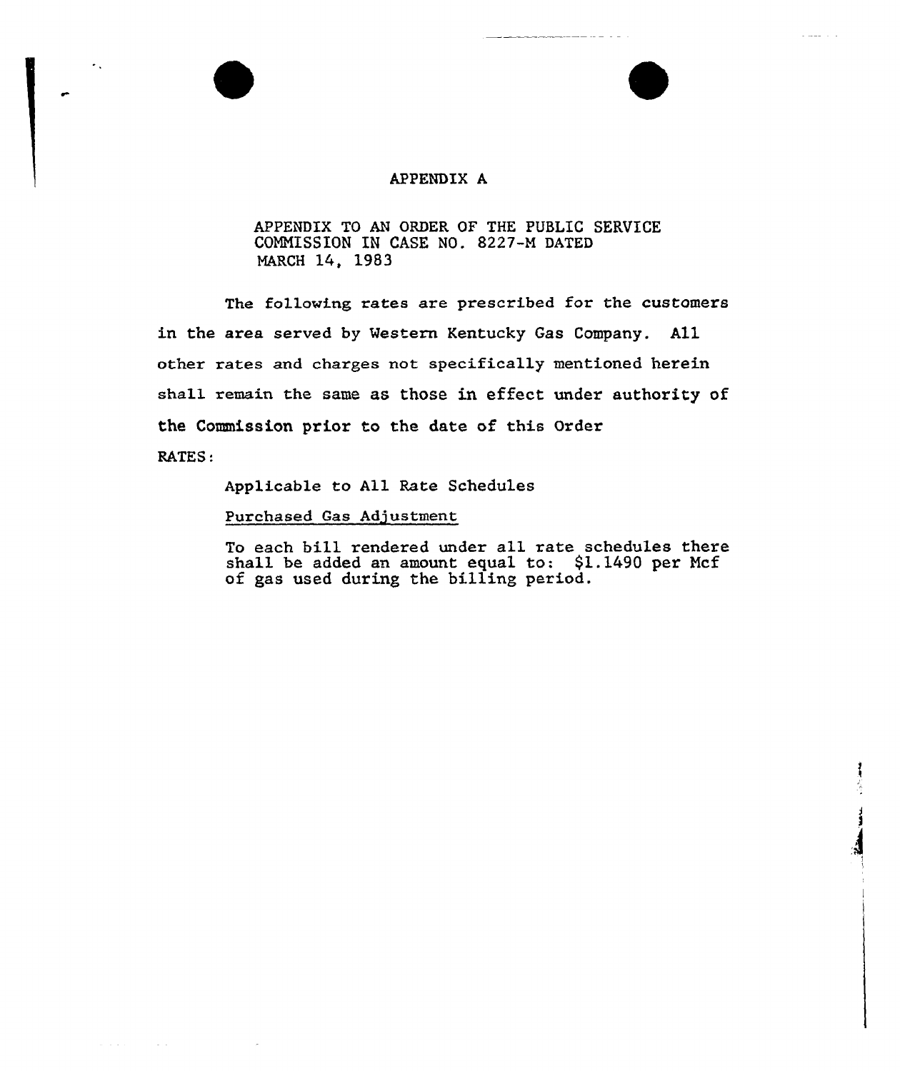# APPENDIX A

APPENDIX TO AN ORDER OF THE PUBLIC SERVICE COMMISSION IN CASE NO. 8227-M DATED MARCH 14, 1983

The following rates are prescribed for the customers in the area served by Western Kentucky Gas Company. All other rates and charges not specifically mentioned herein shall remain the same as those in effect under authority of the Commission prior to the date of this Order

RATES:

Applicable to All Rate Schedules

Purchased Gas Adjustment

To each bill rendered under all rate schedules there shall be added an amount equal to: $1.1490 per Mcf of gas used during the billing period.